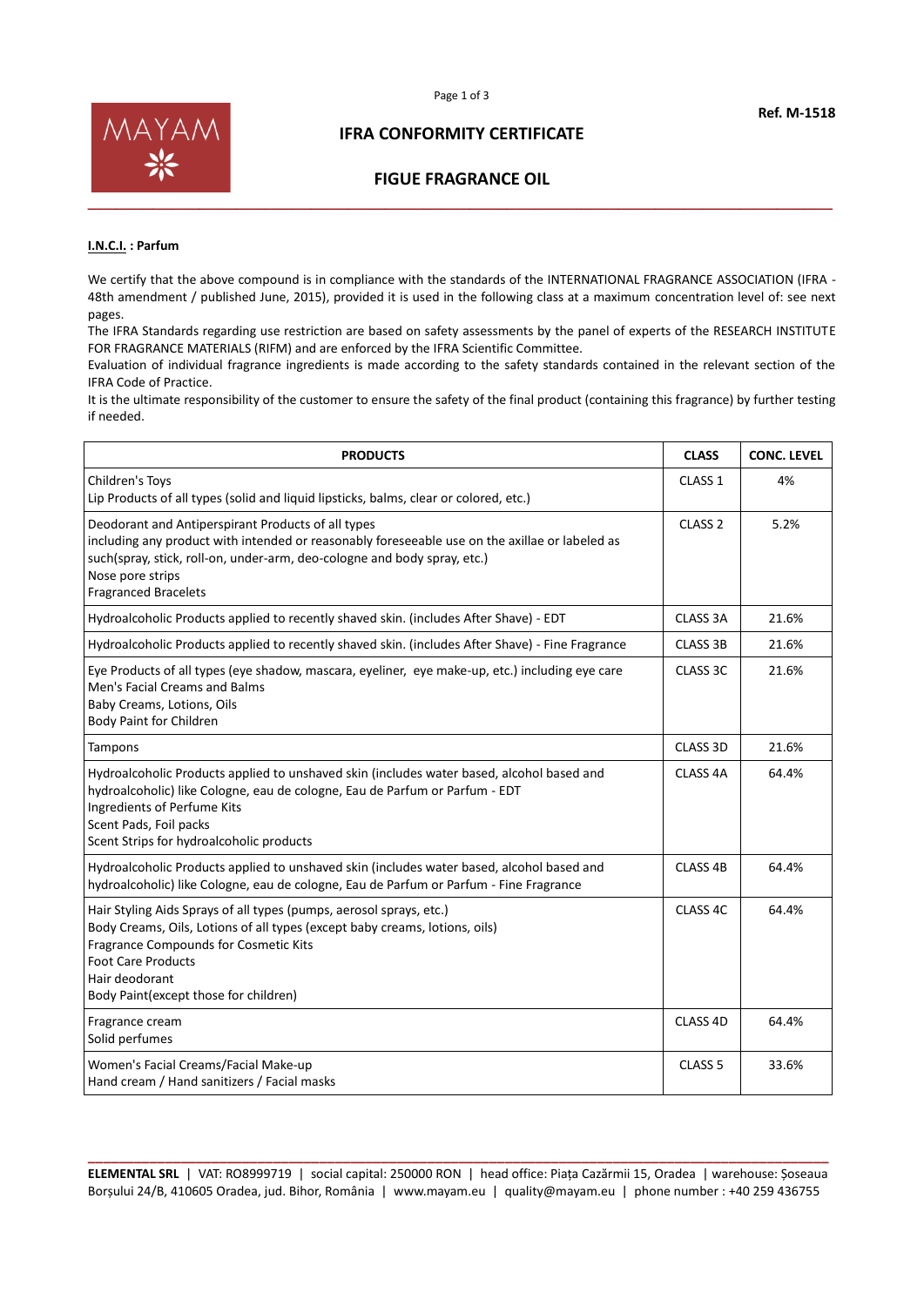Ref. M-1518

# IFRA CONFORMITY CERTIFICATE

## FIGUE FRAGRANCE OIL

**I.N.C.I. : Parfum**

We certify that the above compound is in compliance with the standards of the INTERNATIONAL FRAGRANCE ASSOCIATION (IFRA - 48th amendment / published June, 2015), provided it is used in the following class at a maximum concentration level of: see next pages.

The IFRA Standards regarding use restriction are based on safety assessments by the panel of experts of the RESEARCH INSTITUTE FOR FRAGRANCE MATERIALS (RIFM) and are enforced by the IFRA Scientific Committee.

Evaluation of individual fragrance ingredients is made according to the safety standards contained in the relevant section of the IFRA Code of Practice.

It is the ultimate responsibility of the customer to ensure the safety of the final product (containing this fragrance) by further testing if needed.

| PRODUCTS | CLASS | CONC. LEVEL |
|---|---|---|
| Children's Toys<br>Lip Products of all types (solid and liquid lipsticks, balms, clear or colored, etc.) | CLASS 1 | 4% |
| Deodorant and Antiperspirant Products of all types<br>including any product with intended or reasonably foreseeable use on the axillae or labeled as such(spray, stick, roll-on, under-arm, deo-cologne and body spray, etc.)<br>Nose pore strips<br>Fragranced Bracelets | CLASS 2 | 5.2% |
| Hydroalcoholic Products applied to recently shaved skin. (includes After Shave) - EDT | CLASS 3A | 21.6% |
| Hydroalcoholic Products applied to recently shaved skin. (includes After Shave) - Fine Fragrance | CLASS 3B | 21.6% |
| Eye Products of all types (eye shadow, mascara, eyeliner, eye make-up, etc.) including eye care<br>Men's Facial Creams and Balms<br>Baby Creams, Lotions, Oils<br>Body Paint for Children | CLASS 3C | 21.6% |
| Tampons | CLASS 3D | 21.6% |
| Hydroalcoholic Products applied to unshaved skin (includes water based, alcohol based and hydroalcoholic) like Cologne, eau de cologne, Eau de Parfum or Parfum - EDT<br>Ingredients of Perfume Kits<br>Scent Pads, Foil packs<br>Scent Strips for hydroalcoholic products | CLASS 4A | 64.4% |
| Hydroalcoholic Products applied to unshaved skin (includes water based, alcohol based and hydroalcoholic) like Cologne, eau de cologne, Eau de Parfum or Parfum - Fine Fragrance | CLASS 4B | 64.4% |
| Hair Styling Aids Sprays of all types (pumps, aerosol sprays, etc.)<br>Body Creams, Oils, Lotions of all types (except baby creams, lotions, oils)<br>Fragrance Compounds for Cosmetic Kits<br>Foot Care Products<br>Hair deodorant<br>Body Paint(except those for children) | CLASS 4C | 64.4% |
| Fragrance cream<br>Solid perfumes | CLASS 4D | 64.4% |
| Women's Facial Creams/Facial Make-up<br>Hand cream / Hand sanitizers / Facial masks | CLASS 5 | 33.6% |

**ELEMENTAL SRL** | VAT: RO8999719 | social capital: 250000 RON | head office: Piața Cazărmii 15, Oradea | warehouse: Șoseaua Borșului 24/B, 410605 Oradea, jud. Bihor, România | www.mayam.eu | quality@mayam.eu | phone number : +40 259 436755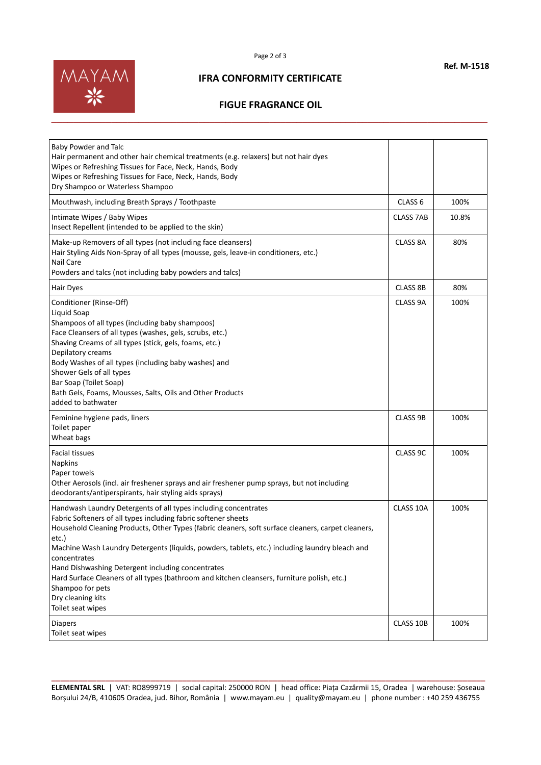# IFRA CONFORMITY CERTIFICATE

## FIGUE FRAGRANCE OIL

Ref. M-1518

| | | |
|---|---|---|
| Baby Powder and Talc<br>Hair permanent and other hair chemical treatments (e.g. relaxers) but not hair dyes<br>Wipes or Refreshing Tissues for Face, Neck, Hands, Body<br>Wipes or Refreshing Tissues for Face, Neck, Hands, Body<br>Dry Shampoo or Waterless Shampoo | | |
| Mouthwash, including Breath Sprays / Toothpaste | CLASS 6 | 100% |
| Intimate Wipes / Baby Wipes<br>Insect Repellent (intended to be applied to the skin) | CLASS 7AB | 10.8% |
| Make-up Removers of all types (not including face cleansers)<br>Hair Styling Aids Non-Spray of all types (mousse, gels, leave-in conditioners, etc.)<br>Nail Care<br>Powders and talcs (not including baby powders and talcs) | CLASS 8A | 80% |
| Hair Dyes | CLASS 8B | 80% |
| Conditioner (Rinse-Off)<br>Liquid Soap<br>Shampoos of all types (including baby shampoos)<br>Face Cleansers of all types (washes, gels, scrubs, etc.)<br>Shaving Creams of all types (stick, gels, foams, etc.)<br>Depilatory creams<br>Body Washes of all types (including baby washes) and<br>Shower Gels of all types<br>Bar Soap (Toilet Soap)<br>Bath Gels, Foams, Mousses, Salts, Oils and Other Products<br>added to bathwater | CLASS 9A | 100% |
| Feminine hygiene pads, liners<br>Toilet paper<br>Wheat bags | CLASS 9B | 100% |
| Facial tissues<br>Napkins<br>Paper towels<br>Other Aerosols (incl. air freshener sprays and air freshener pump sprays, but not including deodorants/antiperspirants, hair styling aids sprays) | CLASS 9C | 100% |
| Handwash Laundry Detergents of all types including concentrates<br>Fabric Softeners of all types including fabric softener sheets<br>Household Cleaning Products, Other Types (fabric cleaners, soft surface cleaners, carpet cleaners, etc.)<br>Machine Wash Laundry Detergents (liquids, powders, tablets, etc.) including laundry bleach and concentrates<br>Hand Dishwashing Detergent including concentrates<br>Hard Surface Cleaners of all types (bathroom and kitchen cleansers, furniture polish, etc.)<br>Shampoo for pets<br>Dry cleaning kits<br>Toilet seat wipes | CLASS 10A | 100% |
| Diapers<br>Toilet seat wipes | CLASS 10B | 100% |

**ELEMENTAL SRL** | VAT: RO8999719 | social capital: 250000 RON | head office: Piața Cazărmii 15, Oradea | warehouse: Șoseaua Borșului 24/B, 410605 Oradea, jud. Bihor, România | www.mayam.eu | quality@mayam.eu | phone number : +40 259 436755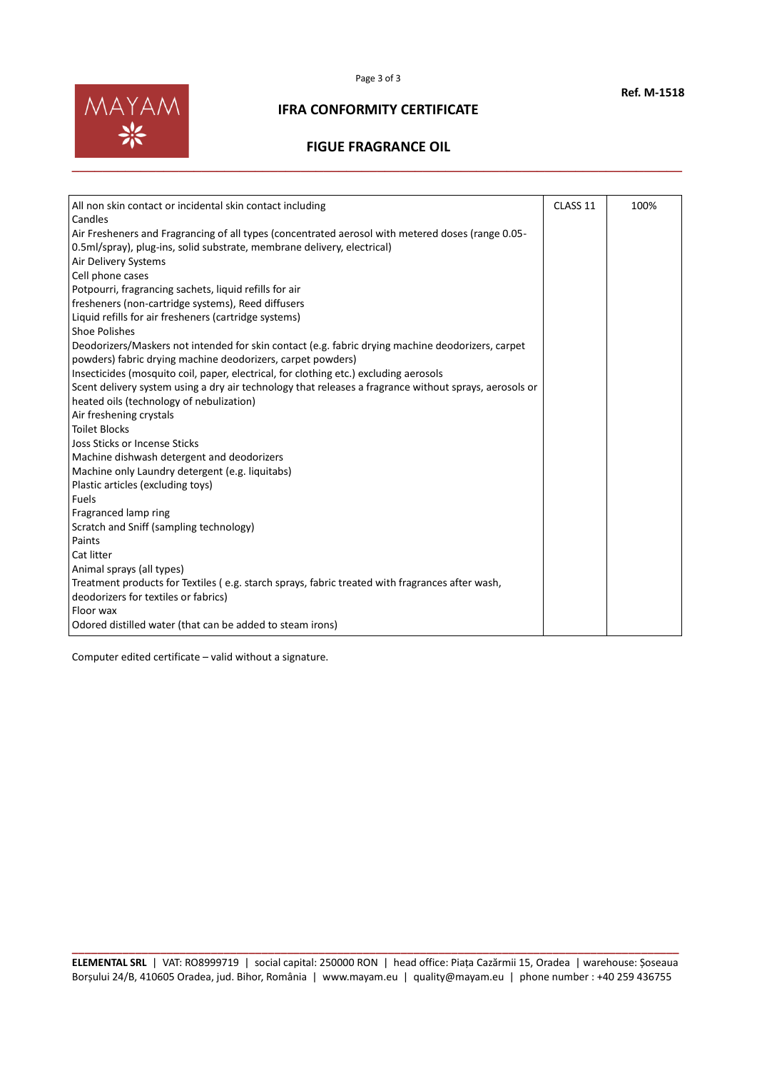**Ref. M-1518**

# IFRA CONFORMITY CERTIFICATE

## FIGUE FRAGRANCE OIL

| | | |
|---|---|---|
| All non skin contact or incidental skin contact including<br>Candles<br>Air Fresheners and Fragrancing of all types (concentrated aerosol with metered doses (range 0.05-0.5ml/spray), plug-ins, solid substrate, membrane delivery, electrical)<br>Air Delivery Systems<br>Cell phone cases<br>Potpourri, fragrancing sachets, liquid refills for air fresheners (non-cartridge systems), Reed diffusers<br>Liquid refills for air fresheners (cartridge systems)<br>Shoe Polishes<br>Deodorizers/Maskers not intended for skin contact (e.g. fabric drying machine deodorizers, carpet powders) fabric drying machine deodorizers, carpet powders)<br>Insecticides (mosquito coil, paper, electrical, for clothing etc.) excluding aerosols<br>Scent delivery system using a dry air technology that releases a fragrance without sprays, aerosols or heated oils (technology of nebulization)<br>Air freshening crystals<br>Toilet Blocks<br>Joss Sticks or Incense Sticks<br>Machine dishwash detergent and deodorizers<br>Machine only Laundry detergent (e.g. liquitabs)<br>Plastic articles (excluding toys)<br>Fuels<br>Fragranced lamp ring<br>Scratch and Sniff (sampling technology)<br>Paints<br>Cat litter<br>Animal sprays (all types)<br>Treatment products for Textiles ( e.g. starch sprays, fabric treated with fragrances after wash, deodorizers for textiles or fabrics)<br>Floor wax<br>Odored distilled water (that can be added to steam irons) | CLASS 11 | 100% |

Computer edited certificate – valid without a signature.

**ELEMENTAL SRL** | VAT: RO8999719 | social capital: 250000 RON | head office: Piața Cazărmii 15, Oradea | warehouse: Șoseaua Borșului 24/B, 410605 Oradea, jud. Bihor, România | www.mayam.eu | quality@mayam.eu | phone number : +40 259 436755